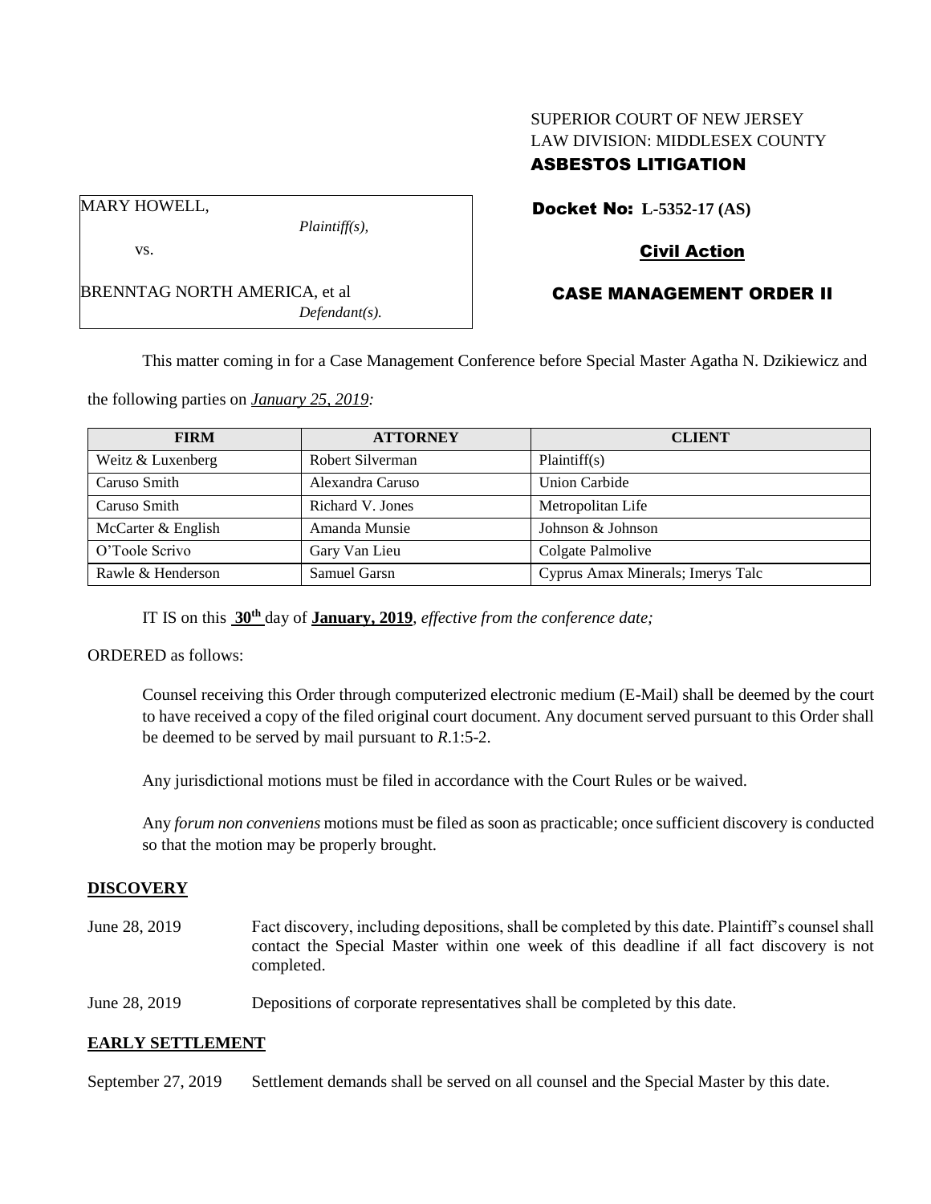SUPERIOR COURT OF NEW JERSEY
LAW DIVISION: MIDDLESEX COUNTY
**ASBESTOS LITIGATION**

MARY HOWELL,
*Plaintiff(s),*

vs.

BRENNTAG NORTH AMERICA, et al
*Defendant(s).*

**Docket No: L-5352-17 (AS)**

**Civil Action**

**CASE MANAGEMENT ORDER II**

This matter coming in for a Case Management Conference before Special Master Agatha N. Dzikiewicz and the following parties on *January 25, 2019:*

| FIRM | ATTORNEY | CLIENT |
|---|---|---|
| Weitz & Luxenberg | Robert Silverman | Plaintiff(s) |
| Caruso Smith | Alexandra Caruso | Union Carbide |
| Caruso Smith | Richard V. Jones | Metropolitan Life |
| McCarter & English | Amanda Munsie | Johnson & Johnson |
| O'Toole Scrivo | Gary Van Lieu | Colgate Palmolive |
| Rawle & Henderson | Samuel Garsn | Cyprus Amax Minerals; Imerys Talc |

IT IS on this **30th** day of **January, 2019**, *effective from the conference date;*

ORDERED as follows:

Counsel receiving this Order through computerized electronic medium (E-Mail) shall be deemed by the court to have received a copy of the filed original court document. Any document served pursuant to this Order shall be deemed to be served by mail pursuant to *R*.1:5-2.

Any jurisdictional motions must be filed in accordance with the Court Rules or be waived.

Any *forum non conveniens* motions must be filed as soon as practicable; once sufficient discovery is conducted so that the motion may be properly brought.

**DISCOVERY**

June 28, 2019 — Fact discovery, including depositions, shall be completed by this date. Plaintiff's counsel shall contact the Special Master within one week of this deadline if all fact discovery is not completed.

June 28, 2019 — Depositions of corporate representatives shall be completed by this date.

**EARLY SETTLEMENT**

September 27, 2019 — Settlement demands shall be served on all counsel and the Special Master by this date.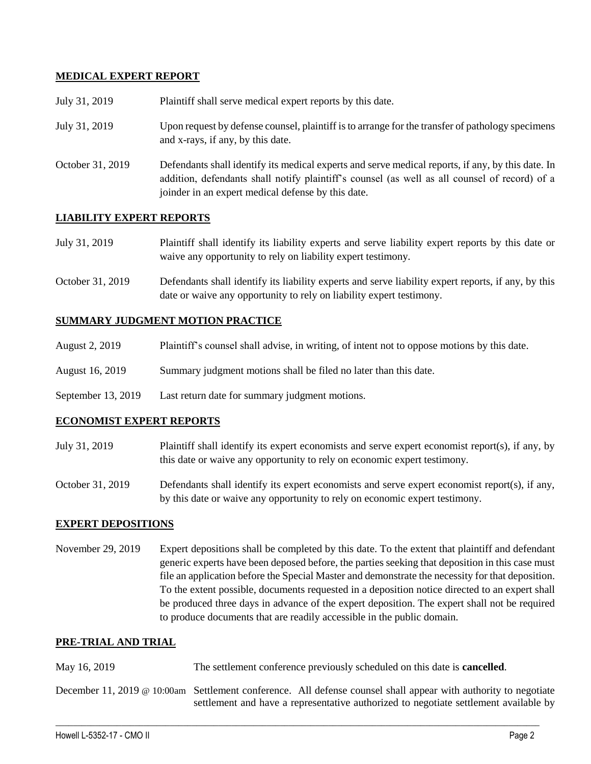## MEDICAL EXPERT REPORT

| | |
|---|---|
| July 31, 2019 | Plaintiff shall serve medical expert reports by this date. |
| July 31, 2019 | Upon request by defense counsel, plaintiff is to arrange for the transfer of pathology specimens and x-rays, if any, by this date. |
| October 31, 2019 | Defendants shall identify its medical experts and serve medical reports, if any, by this date. In addition, defendants shall notify plaintiff's counsel (as well as all counsel of record) of a joinder in an expert medical defense by this date. |

## LIABILITY EXPERT REPORTS

| | |
|---|---|
| July 31, 2019 | Plaintiff shall identify its liability experts and serve liability expert reports by this date or waive any opportunity to rely on liability expert testimony. |
| October 31, 2019 | Defendants shall identify its liability experts and serve liability expert reports, if any, by this date or waive any opportunity to rely on liability expert testimony. |

## SUMMARY JUDGMENT MOTION PRACTICE

| | |
|---|---|
| August 2, 2019 | Plaintiff's counsel shall advise, in writing, of intent not to oppose motions by this date. |
| August 16, 2019 | Summary judgment motions shall be filed no later than this date. |
| September 13, 2019 | Last return date for summary judgment motions. |

## ECONOMIST EXPERT REPORTS

| | |
|---|---|
| July 31, 2019 | Plaintiff shall identify its expert economists and serve expert economist report(s), if any, by this date or waive any opportunity to rely on economic expert testimony. |
| October 31, 2019 | Defendants shall identify its expert economists and serve expert economist report(s), if any, by this date or waive any opportunity to rely on economic expert testimony. |

## EXPERT DEPOSITIONS

| | |
|---|---|
| November 29, 2019 | Expert depositions shall be completed by this date. To the extent that plaintiff and defendant generic experts have been deposed before, the parties seeking that deposition in this case must file an application before the Special Master and demonstrate the necessity for that deposition. To the extent possible, documents requested in a deposition notice directed to an expert shall be produced three days in advance of the expert deposition. The expert shall not be required to produce documents that are readily accessible in the public domain. |

## PRE-TRIAL AND TRIAL

| | |
|---|---|
| May 16, 2019 | The settlement conference previously scheduled on this date is **cancelled**. |
| December 11, 2019 @ 10:00am | Settlement conference. All defense counsel shall appear with authority to negotiate settlement and have a representative authorized to negotiate settlement available by |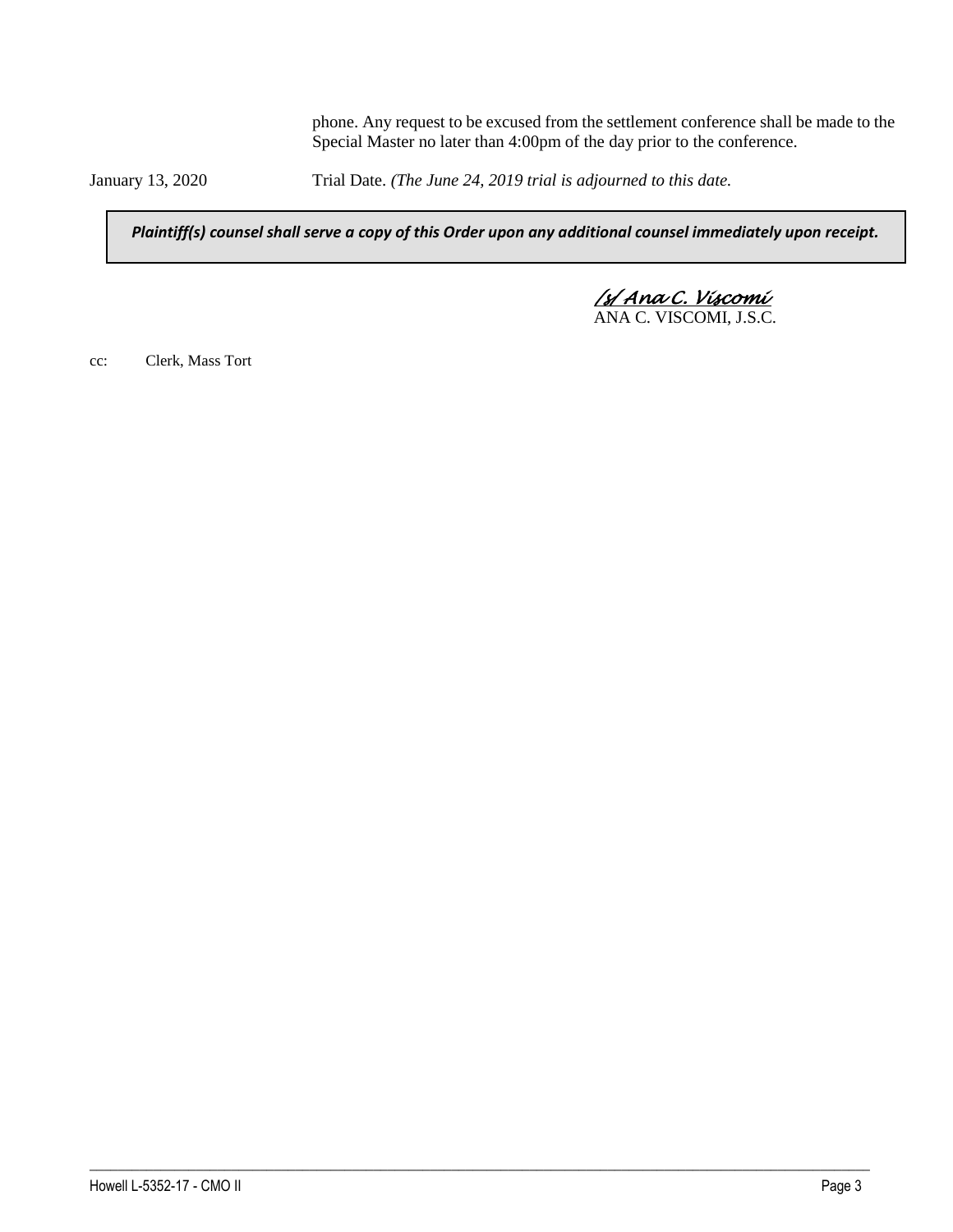phone. Any request to be excused from the settlement conference shall be made to the Special Master no later than 4:00pm of the day prior to the conference.

| | |
|---|---|
| January 13, 2020 | Trial Date. *(The June 24, 2019 trial is adjourned to this date.* |

***Plaintiff(s) counsel shall serve a copy of this Order upon any additional counsel immediately upon receipt.***

*/s/ Ana C. Viscomi*
ANA C. VISCOMI, J.S.C.

cc: Clerk, Mass Tort